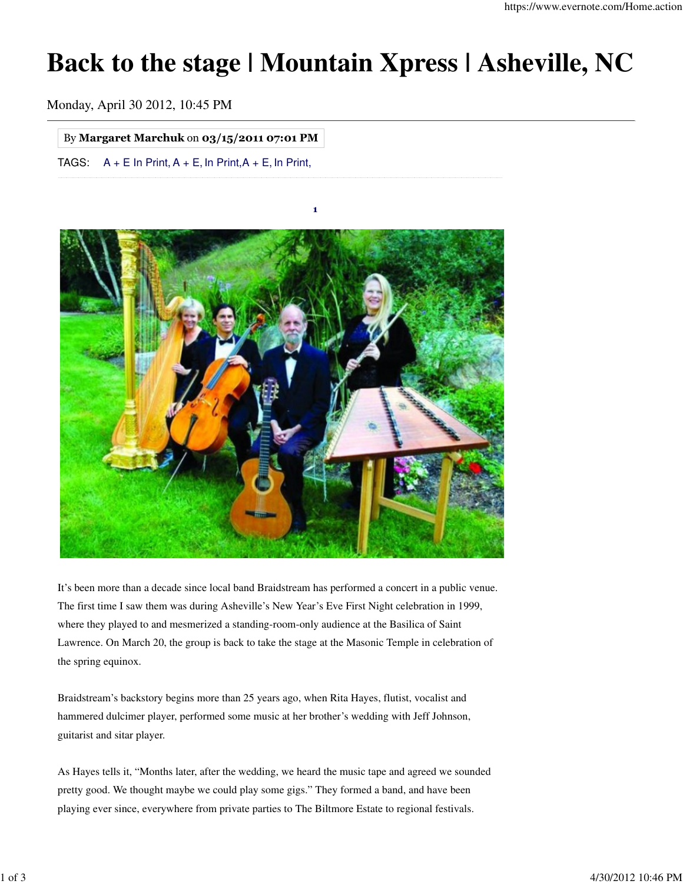# Back to the stage | Mountain Xpress | Asheville, NC

Monday, April 30 2012, 10:45 PM

By **Margaret Marchuk** on **03/15/2011 07:01 PM**

TAGS: A + E In Print, A + E, In Print,A + E, In Print,

1

It's been more than a decade since local band Braidstream has performed a concert in a public venue. The first time I saw them was during Asheville's New Year's Eve First Night celebration in 1999, where they played to and mesmerized a standing-room-only audience at the Basilica of Saint Lawrence. On March 20, the group is back to take the stage at the Masonic Temple in celebration of the spring equinox.

Braidstream's backstory begins more than 25 years ago, when Rita Hayes, flutist, vocalist and hammered dulcimer player, performed some music at her brother's wedding with Jeff Johnson, guitarist and sitar player.

As Hayes tells it, "Months later, after the wedding, we heard the music tape and agreed we sounded pretty good. We thought maybe we could play some gigs." They formed a band, and have been playing ever since, everywhere from private parties to The Biltmore Estate to regional festivals.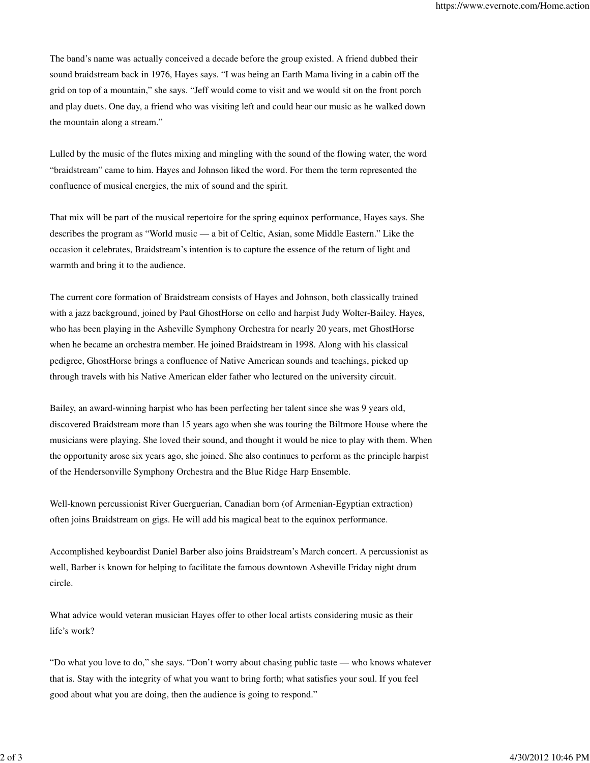The band's name was actually conceived a decade before the group existed. A friend dubbed their sound braidstream back in 1976, Hayes says. "I was being an Earth Mama living in a cabin off the grid on top of a mountain," she says. "Jeff would come to visit and we would sit on the front porch and play duets. One day, a friend who was visiting left and could hear our music as he walked down the mountain along a stream."

Lulled by the music of the flutes mixing and mingling with the sound of the flowing water, the word "braidstream" came to him. Hayes and Johnson liked the word. For them the term represented the confluence of musical energies, the mix of sound and the spirit.

That mix will be part of the musical repertoire for the spring equinox performance, Hayes says. She describes the program as "World music — a bit of Celtic, Asian, some Middle Eastern." Like the occasion it celebrates, Braidstream's intention is to capture the essence of the return of light and warmth and bring it to the audience.

The current core formation of Braidstream consists of Hayes and Johnson, both classically trained with a jazz background, joined by Paul GhostHorse on cello and harpist Judy Wolter-Bailey. Hayes, who has been playing in the Asheville Symphony Orchestra for nearly 20 years, met GhostHorse when he became an orchestra member. He joined Braidstream in 1998. Along with his classical pedigree, GhostHorse brings a confluence of Native American sounds and teachings, picked up through travels with his Native American elder father who lectured on the university circuit.

Bailey, an award-winning harpist who has been perfecting her talent since she was 9 years old, discovered Braidstream more than 15 years ago when she was touring the Biltmore House where the musicians were playing. She loved their sound, and thought it would be nice to play with them. When the opportunity arose six years ago, she joined. She also continues to perform as the principle harpist of the Hendersonville Symphony Orchestra and the Blue Ridge Harp Ensemble.

Well-known percussionist River Guerguerian, Canadian born (of Armenian-Egyptian extraction) often joins Braidstream on gigs. He will add his magical beat to the equinox performance.

Accomplished keyboardist Daniel Barber also joins Braidstream's March concert. A percussionist as well, Barber is known for helping to facilitate the famous downtown Asheville Friday night drum circle.

What advice would veteran musician Hayes offer to other local artists considering music as their life's work?

"Do what you love to do," she says. "Don't worry about chasing public taste — who knows whatever that is. Stay with the integrity of what you want to bring forth; what satisfies your soul. If you feel good about what you are doing, then the audience is going to respond."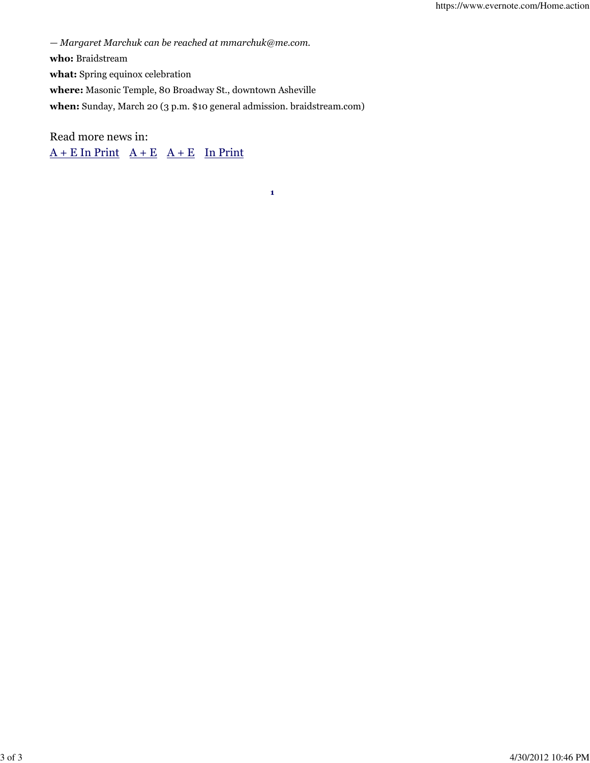*— Margaret Marchuk can be reached at mmarchuk@me.com.*

**who:** Braidstream

**what:** Spring equinox celebration

**where:** Masonic Temple, 80 Broadway St., downtown Asheville

**when:** Sunday, March 20 (3 p.m. $10 general admission. braidstream.com)

Read more news in:

A + E In Print    A + E    A + E    In Print